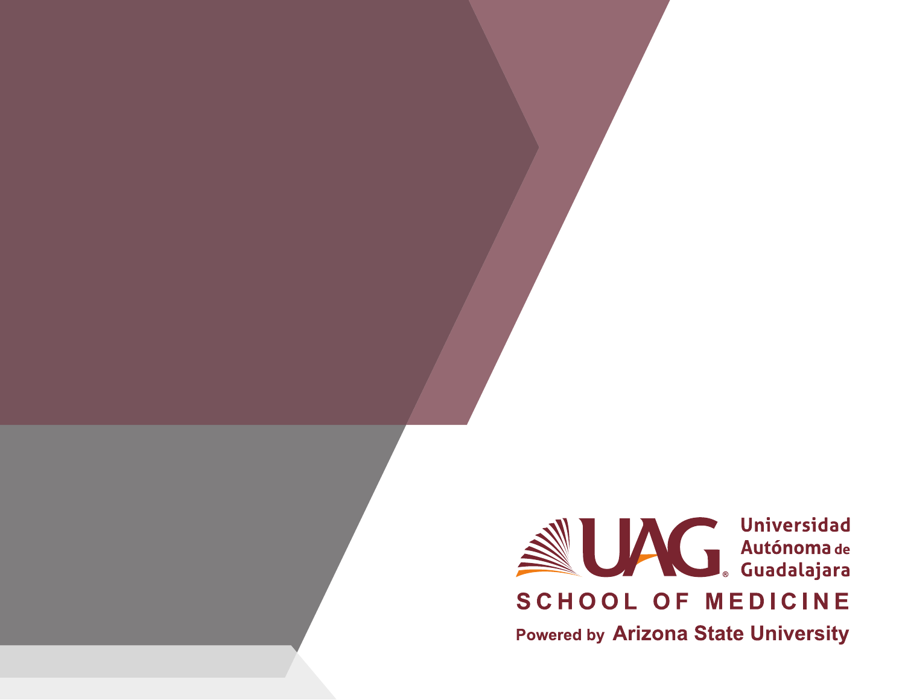UAG Universidad Autónoma de Guadalajara

SCHOOL OF MEDICINE

Powered by Arizona State University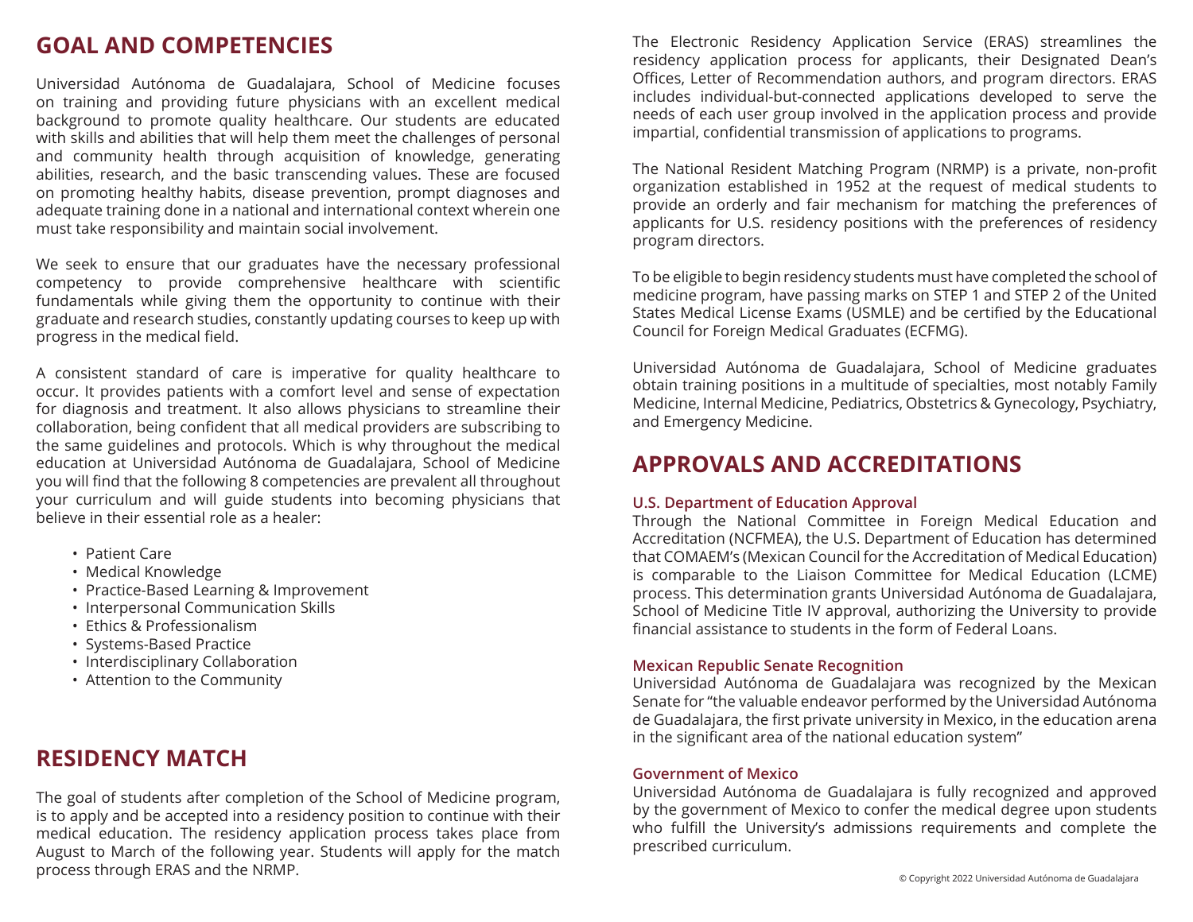## GOAL AND COMPETENCIES

Universidad Autónoma de Guadalajara, School of Medicine focuses on training and providing future physicians with an excellent medical background to promote quality healthcare. Our students are educated with skills and abilities that will help them meet the challenges of personal and community health through acquisition of knowledge, generating abilities, research, and the basic transcending values. These are focused on promoting healthy habits, disease prevention, prompt diagnoses and adequate training done in a national and international context wherein one must take responsibility and maintain social involvement.

We seek to ensure that our graduates have the necessary professional competency to provide comprehensive healthcare with scientific fundamentals while giving them the opportunity to continue with their graduate and research studies, constantly updating courses to keep up with progress in the medical field.

A consistent standard of care is imperative for quality healthcare to occur. It provides patients with a comfort level and sense of expectation for diagnosis and treatment. It also allows physicians to streamline their collaboration, being confident that all medical providers are subscribing to the same guidelines and protocols. Which is why throughout the medical education at Universidad Autónoma de Guadalajara, School of Medicine you will find that the following 8 competencies are prevalent all throughout your curriculum and will guide students into becoming physicians that believe in their essential role as a healer:

- Patient Care
- Medical Knowledge
- Practice-Based Learning & Improvement
- Interpersonal Communication Skills
- Ethics & Professionalism
- Systems-Based Practice
- Interdisciplinary Collaboration
- Attention to the Community

## RESIDENCY MATCH

The goal of students after completion of the School of Medicine program, is to apply and be accepted into a residency position to continue with their medical education. The residency application process takes place from August to March of the following year. Students will apply for the match process through ERAS and the NRMP.

The Electronic Residency Application Service (ERAS) streamlines the residency application process for applicants, their Designated Dean's Offices, Letter of Recommendation authors, and program directors. ERAS includes individual-but-connected applications developed to serve the needs of each user group involved in the application process and provide impartial, confidential transmission of applications to programs.

The National Resident Matching Program (NRMP) is a private, non-profit organization established in 1952 at the request of medical students to provide an orderly and fair mechanism for matching the preferences of applicants for U.S. residency positions with the preferences of residency program directors.

To be eligible to begin residency students must have completed the school of medicine program, have passing marks on STEP 1 and STEP 2 of the United States Medical License Exams (USMLE) and be certified by the Educational Council for Foreign Medical Graduates (ECFMG).

Universidad Autónoma de Guadalajara, School of Medicine graduates obtain training positions in a multitude of specialties, most notably Family Medicine, Internal Medicine, Pediatrics, Obstetrics & Gynecology, Psychiatry, and Emergency Medicine.

## APPROVALS AND ACCREDITATIONS

### U.S. Department of Education Approval

Through the National Committee in Foreign Medical Education and Accreditation (NCFMEA), the U.S. Department of Education has determined that COMAEM's (Mexican Council for the Accreditation of Medical Education) is comparable to the Liaison Committee for Medical Education (LCME) process. This determination grants Universidad Autónoma de Guadalajara, School of Medicine Title IV approval, authorizing the University to provide financial assistance to students in the form of Federal Loans.

### Mexican Republic Senate Recognition

Universidad Autónoma de Guadalajara was recognized by the Mexican Senate for "the valuable endeavor performed by the Universidad Autónoma de Guadalajara, the first private university in Mexico, in the education arena in the significant area of the national education system"

### Government of Mexico

Universidad Autónoma de Guadalajara is fully recognized and approved by the government of Mexico to confer the medical degree upon students who fulfill the University's admissions requirements and complete the prescribed curriculum.

© Copyright 2022 Universidad Autónoma de Guadalajara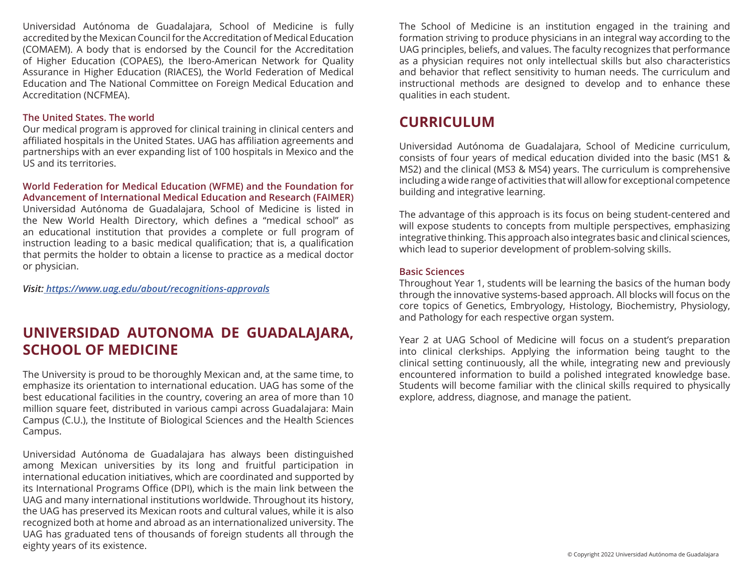Universidad Autónoma de Guadalajara, School of Medicine is fully accredited by the Mexican Council for the Accreditation of Medical Education (COMAEM). A body that is endorsed by the Council for the Accreditation of Higher Education (COPAES), the Ibero-American Network for Quality Assurance in Higher Education (RIACES), the World Federation of Medical Education and The National Committee on Foreign Medical Education and Accreditation (NCFMEA).

### The United States. The world

Our medical program is approved for clinical training in clinical centers and affiliated hospitals in the United States. UAG has affiliation agreements and partnerships with an ever expanding list of 100 hospitals in Mexico and the US and its territories.

### World Federation for Medical Education (WFME) and the Foundation for Advancement of International Medical Education and Research (FAIMER)

Universidad Autónoma de Guadalajara, School of Medicine is listed in the New World Health Directory, which defines a "medical school" as an educational institution that provides a complete or full program of instruction leading to a basic medical qualification; that is, a qualification that permits the holder to obtain a license to practice as a medical doctor or physician.

*Visit: https://www.uag.edu/about/recognitions-approvals*

## UNIVERSIDAD AUTONOMA DE GUADALAJARA, SCHOOL OF MEDICINE

The University is proud to be thoroughly Mexican and, at the same time, to emphasize its orientation to international education. UAG has some of the best educational facilities in the country, covering an area of more than 10 million square feet, distributed in various campi across Guadalajara: Main Campus (C.U.), the Institute of Biological Sciences and the Health Sciences Campus.

Universidad Autónoma de Guadalajara has always been distinguished among Mexican universities by its long and fruitful participation in international education initiatives, which are coordinated and supported by its International Programs Office (DPI), which is the main link between the UAG and many international institutions worldwide. Throughout its history, the UAG has preserved its Mexican roots and cultural values, while it is also recognized both at home and abroad as an internationalized university. The UAG has graduated tens of thousands of foreign students all through the eighty years of its existence.

The School of Medicine is an institution engaged in the training and formation striving to produce physicians in an integral way according to the UAG principles, beliefs, and values. The faculty recognizes that performance as a physician requires not only intellectual skills but also characteristics and behavior that reflect sensitivity to human needs. The curriculum and instructional methods are designed to develop and to enhance these qualities in each student.

## CURRICULUM

Universidad Autónoma de Guadalajara, School of Medicine curriculum, consists of four years of medical education divided into the basic (MS1 & MS2) and the clinical (MS3 & MS4) years. The curriculum is comprehensive including a wide range of activities that will allow for exceptional competence building and integrative learning.

The advantage of this approach is its focus on being student-centered and will expose students to concepts from multiple perspectives, emphasizing integrative thinking. This approach also integrates basic and clinical sciences, which lead to superior development of problem-solving skills.

### Basic Sciences

Throughout Year 1, students will be learning the basics of the human body through the innovative systems-based approach. All blocks will focus on the core topics of Genetics, Embryology, Histology, Biochemistry, Physiology, and Pathology for each respective organ system.

Year 2 at UAG School of Medicine will focus on a student's preparation into clinical clerkships. Applying the information being taught to the clinical setting continuously, all the while, integrating new and previously encountered information to build a polished integrated knowledge base. Students will become familiar with the clinical skills required to physically explore, address, diagnose, and manage the patient.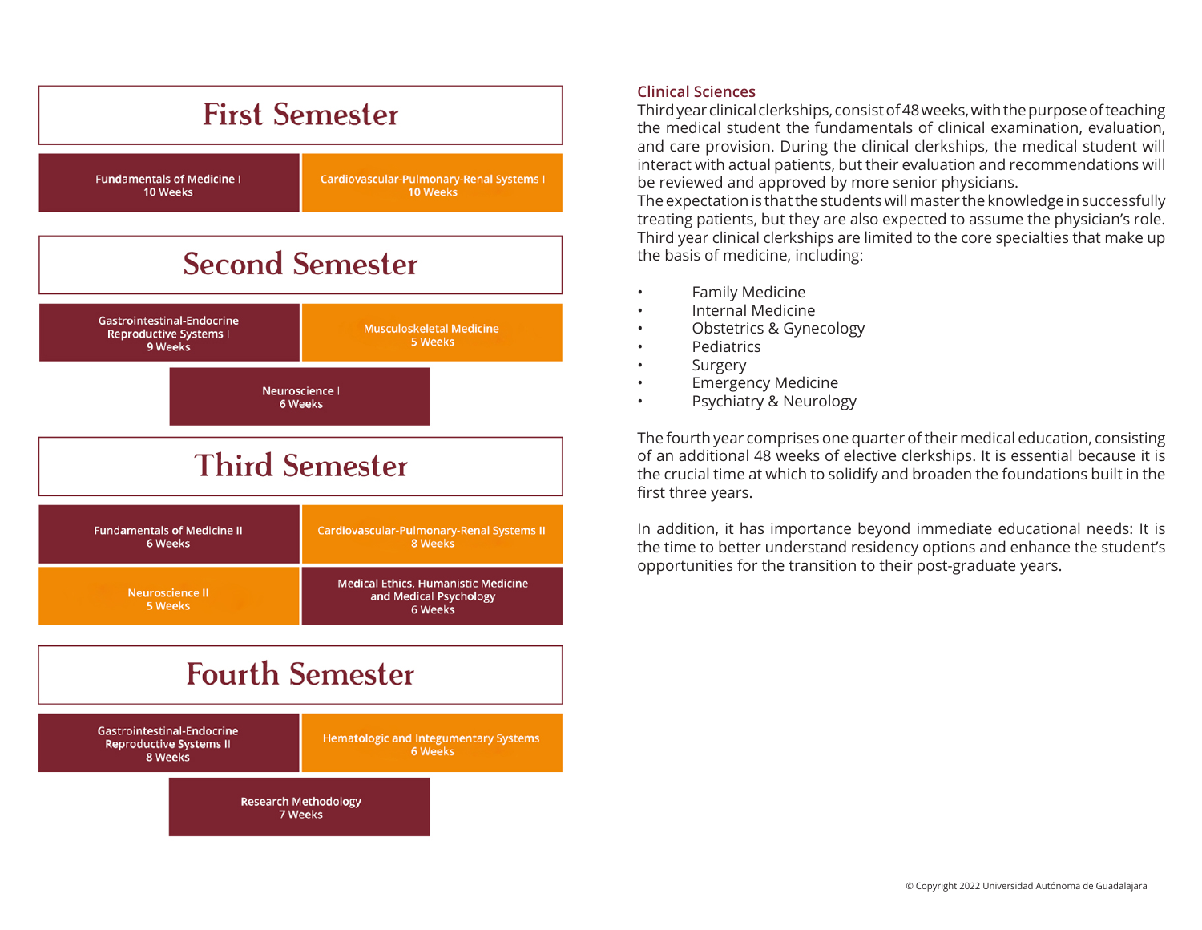## First Semester

Fundamentals of Medicine I
10 Weeks

Cardiovascular-Pulmonary-Renal Systems I
10 Weeks

## Second Semester

Gastrointestinal-Endocrine Reproductive Systems I
9 Weeks

Musculoskeletal Medicine
5 Weeks

Neuroscience I
6 Weeks

## Third Semester

Fundamentals of Medicine II
6 Weeks

Cardiovascular-Pulmonary-Renal Systems II
8 Weeks

Neuroscience II
5 Weeks

Medical Ethics, Humanistic Medicine and Medical Psychology
6 Weeks

## Fourth Semester

Gastrointestinal-Endocrine Reproductive Systems II
8 Weeks

Hematologic and Integumentary Systems
6 Weeks

Research Methodology
7 Weeks

### Clinical Sciences

Third year clinical clerkships, consist of 48 weeks, with the purpose of teaching the medical student the fundamentals of clinical examination, evaluation, and care provision. During the clinical clerkships, the medical student will interact with actual patients, but their evaluation and recommendations will be reviewed and approved by more senior physicians.
The expectation is that the students will master the knowledge in successfully treating patients, but they are also expected to assume the physician's role. Third year clinical clerkships are limited to the core specialties that make up the basis of medicine, including:

- Family Medicine
- Internal Medicine
- Obstetrics & Gynecology
- Pediatrics
- Surgery
- Emergency Medicine
- Psychiatry & Neurology

The fourth year comprises one quarter of their medical education, consisting of an additional 48 weeks of elective clerkships. It is essential because it is the crucial time at which to solidify and broaden the foundations built in the first three years.

In addition, it has importance beyond immediate educational needs: It is the time to better understand residency options and enhance the student's opportunities for the transition to their post-graduate years.

© Copyright 2022 Universidad Autónoma de Guadalajara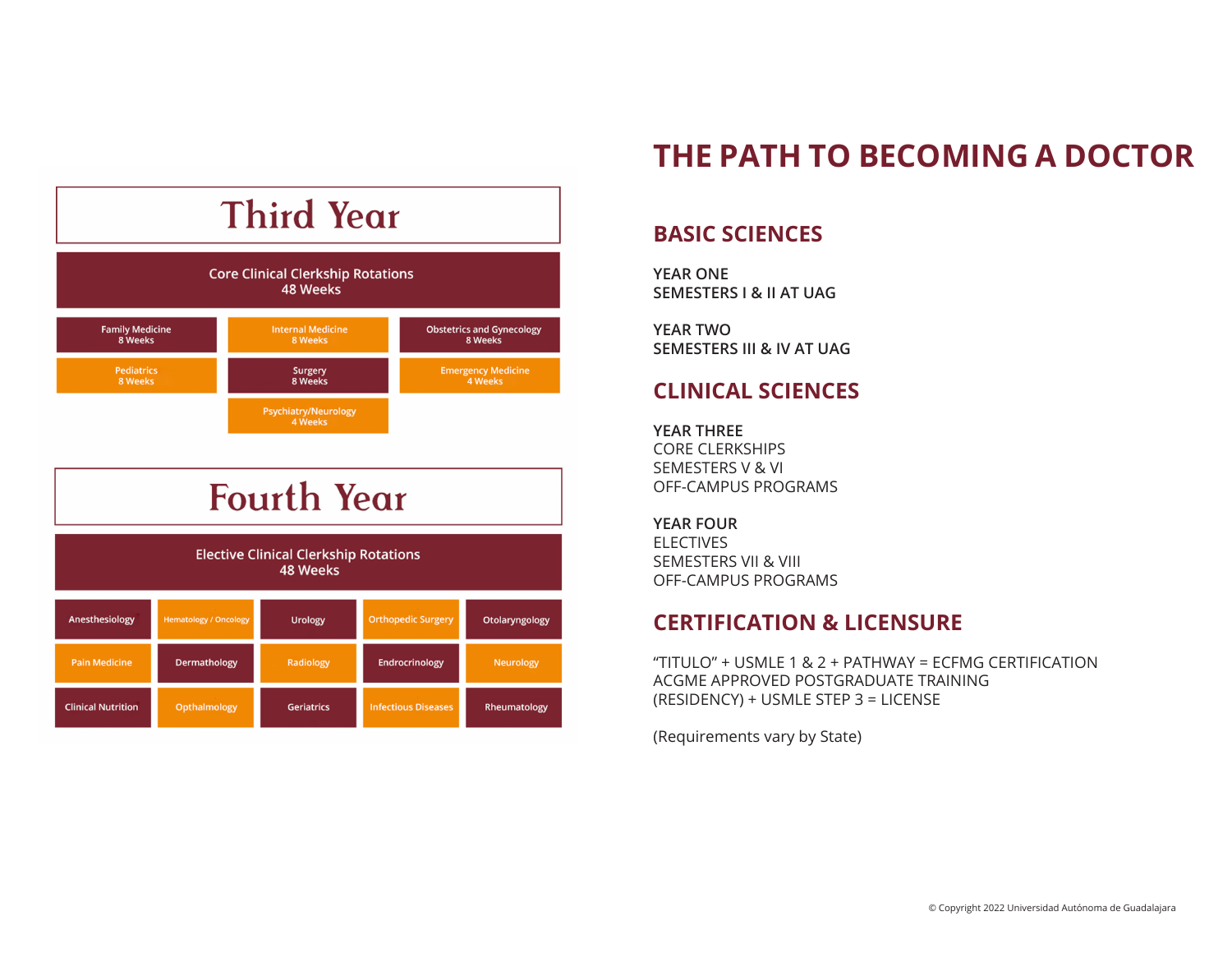## Third Year

**Core Clinical Clerkship Rotations**
**48 Weeks**

| | | |
|---|---|---|
| Family Medicine 8 Weeks | Internal Medicine 8 Weeks | Obstetrics and Gynecology 8 Weeks |
| Pediatrics 8 Weeks | Surgery 8 Weeks | Emergency Medicine 4 Weeks |
| | Psychiatry/Neurology 4 Weeks | |

## Fourth Year

**Elective Clinical Clerkship Rotations**
**48 Weeks**

| | | | | |
|---|---|---|---|---|
| Anesthesiology | Hematology / Oncology | Urology | Orthopedic Surgery | Otolaryngology |
| Pain Medicine | Dermathology | Radiology | Endrocrinology | Neurology |
| Clinical Nutrition | Opthalmology | Geriatrics | Infectious Diseases | Rheumatology |

# THE PATH TO BECOMING A DOCTOR

## BASIC SCIENCES

YEAR ONE
SEMESTERS I & II AT UAG

YEAR TWO
SEMESTERS III & IV AT UAG

## CLINICAL SCIENCES

YEAR THREE
CORE CLERKSHIPS
SEMESTERS V & VI
OFF-CAMPUS PROGRAMS

YEAR FOUR
ELECTIVES
SEMESTERS VII & VIII
OFF-CAMPUS PROGRAMS

## CERTIFICATION & LICENSURE

"TITULO" + USMLE 1 & 2 + PATHWAY = ECFMG CERTIFICATION
ACGME APPROVED POSTGRADUATE TRAINING
(RESIDENCY) + USMLE STEP 3 = LICENSE

(Requirements vary by State)

© Copyright 2022 Universidad Autónoma de Guadalajara